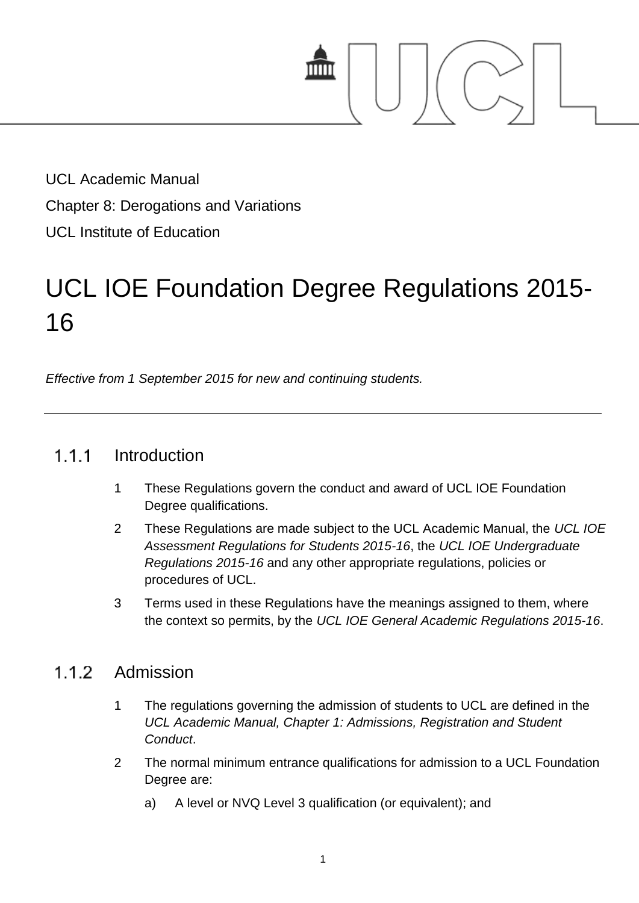UCL Academic Manual

Chapter 8: Derogations and Variations

UCL Institute of Education

# UCL IOE Foundation Degree Regulations 2015-16

*Effective from 1 September 2015 for new and continuing students.*

---

## 1.1.1 Introduction

1. These Regulations govern the conduct and award of UCL IOE Foundation Degree qualifications.
2. These Regulations are made subject to the UCL Academic Manual, the *UCL IOE Assessment Regulations for Students 2015-16*, the *UCL IOE Undergraduate Regulations 2015-16* and any other appropriate regulations, policies or procedures of UCL.
3. Terms used in these Regulations have the meanings assigned to them, where the context so permits, by the *UCL IOE General Academic Regulations 2015-16*.

## 1.1.2 Admission

1. The regulations governing the admission of students to UCL are defined in the *UCL Academic Manual, Chapter 1: Admissions, Registration and Student Conduct*.
2. The normal minimum entrance qualifications for admission to a UCL Foundation Degree are:

    a) A level or NVQ Level 3 qualification (or equivalent); and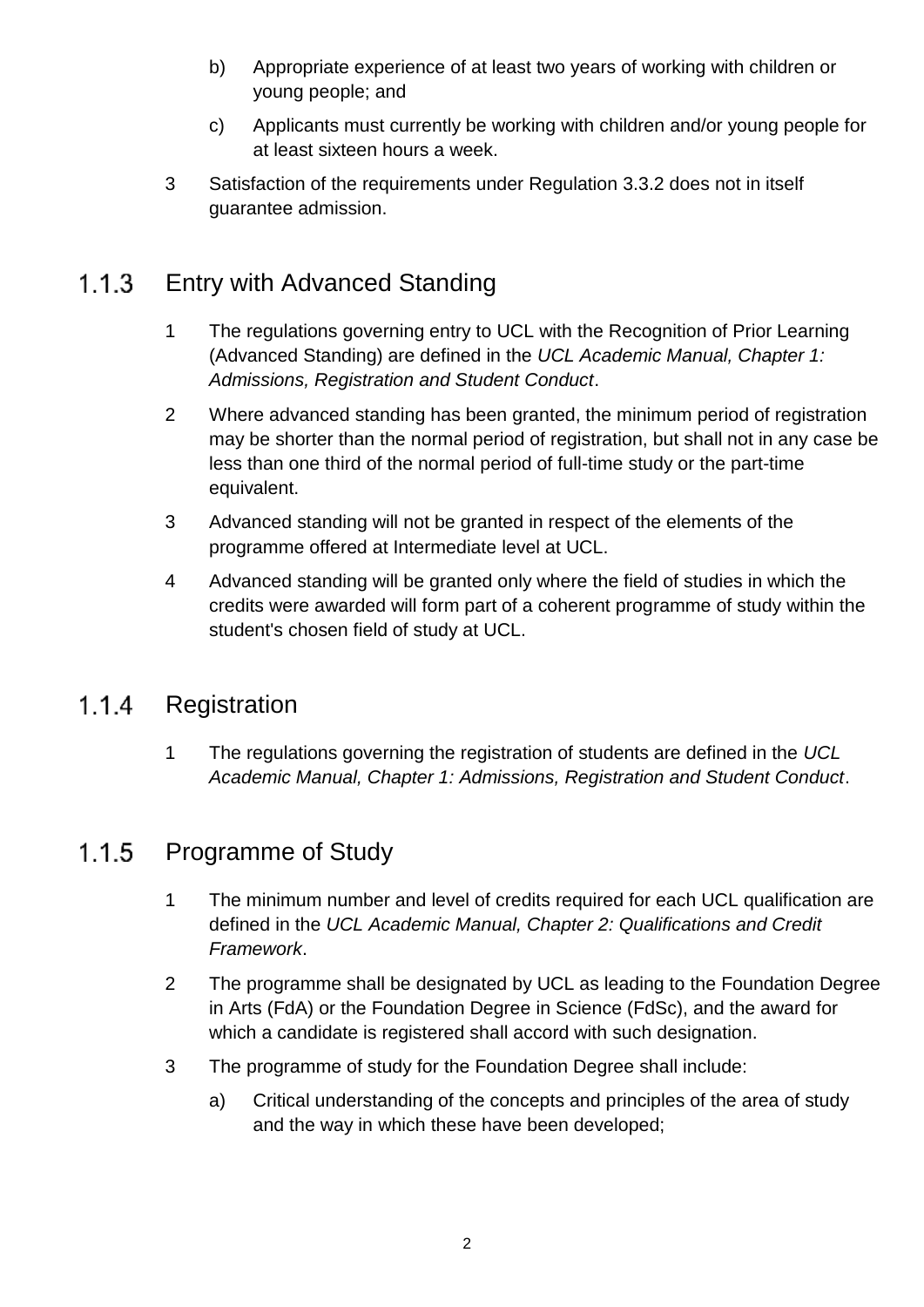b) Appropriate experience of at least two years of working with children or young people; and

c) Applicants must currently be working with children and/or young people for at least sixteen hours a week.

3 Satisfaction of the requirements under Regulation 3.3.2 does not in itself guarantee admission.

### 1.1.3 Entry with Advanced Standing

1 The regulations governing entry to UCL with the Recognition of Prior Learning (Advanced Standing) are defined in the *UCL Academic Manual, Chapter 1: Admissions, Registration and Student Conduct*.

2 Where advanced standing has been granted, the minimum period of registration may be shorter than the normal period of registration, but shall not in any case be less than one third of the normal period of full-time study or the part-time equivalent.

3 Advanced standing will not be granted in respect of the elements of the programme offered at Intermediate level at UCL.

4 Advanced standing will be granted only where the field of studies in which the credits were awarded will form part of a coherent programme of study within the student's chosen field of study at UCL.

### 1.1.4 Registration

1 The regulations governing the registration of students are defined in the *UCL Academic Manual, Chapter 1: Admissions, Registration and Student Conduct*.

### 1.1.5 Programme of Study

1 The minimum number and level of credits required for each UCL qualification are defined in the *UCL Academic Manual, Chapter 2: Qualifications and Credit Framework*.

2 The programme shall be designated by UCL as leading to the Foundation Degree in Arts (FdA) or the Foundation Degree in Science (FdSc), and the award for which a candidate is registered shall accord with such designation.

3 The programme of study for the Foundation Degree shall include:

a) Critical understanding of the concepts and principles of the area of study and the way in which these have been developed;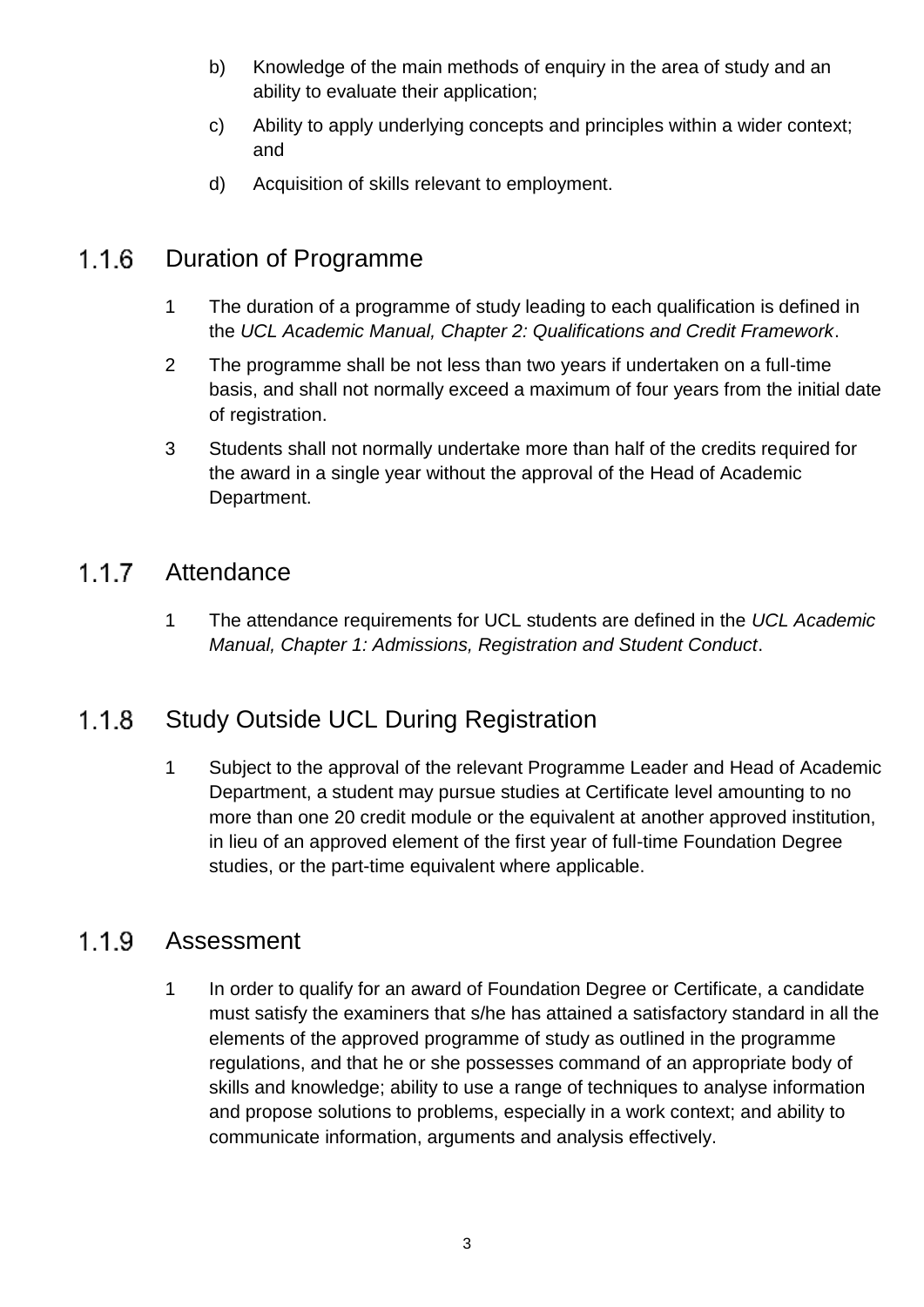b) Knowledge of the main methods of enquiry in the area of study and an ability to evaluate their application;

c) Ability to apply underlying concepts and principles within a wider context; and

d) Acquisition of skills relevant to employment.

### 1.1.6 Duration of Programme

1 The duration of a programme of study leading to each qualification is defined in the *UCL Academic Manual, Chapter 2: Qualifications and Credit Framework*.

2 The programme shall be not less than two years if undertaken on a full-time basis, and shall not normally exceed a maximum of four years from the initial date of registration.

3 Students shall not normally undertake more than half of the credits required for the award in a single year without the approval of the Head of Academic Department.

### 1.1.7 Attendance

1 The attendance requirements for UCL students are defined in the *UCL Academic Manual, Chapter 1: Admissions, Registration and Student Conduct*.

### 1.1.8 Study Outside UCL During Registration

1 Subject to the approval of the relevant Programme Leader and Head of Academic Department, a student may pursue studies at Certificate level amounting to no more than one 20 credit module or the equivalent at another approved institution, in lieu of an approved element of the first year of full-time Foundation Degree studies, or the part-time equivalent where applicable.

### 1.1.9 Assessment

1 In order to qualify for an award of Foundation Degree or Certificate, a candidate must satisfy the examiners that s/he has attained a satisfactory standard in all the elements of the approved programme of study as outlined in the programme regulations, and that he or she possesses command of an appropriate body of skills and knowledge; ability to use a range of techniques to analyse information and propose solutions to problems, especially in a work context; and ability to communicate information, arguments and analysis effectively.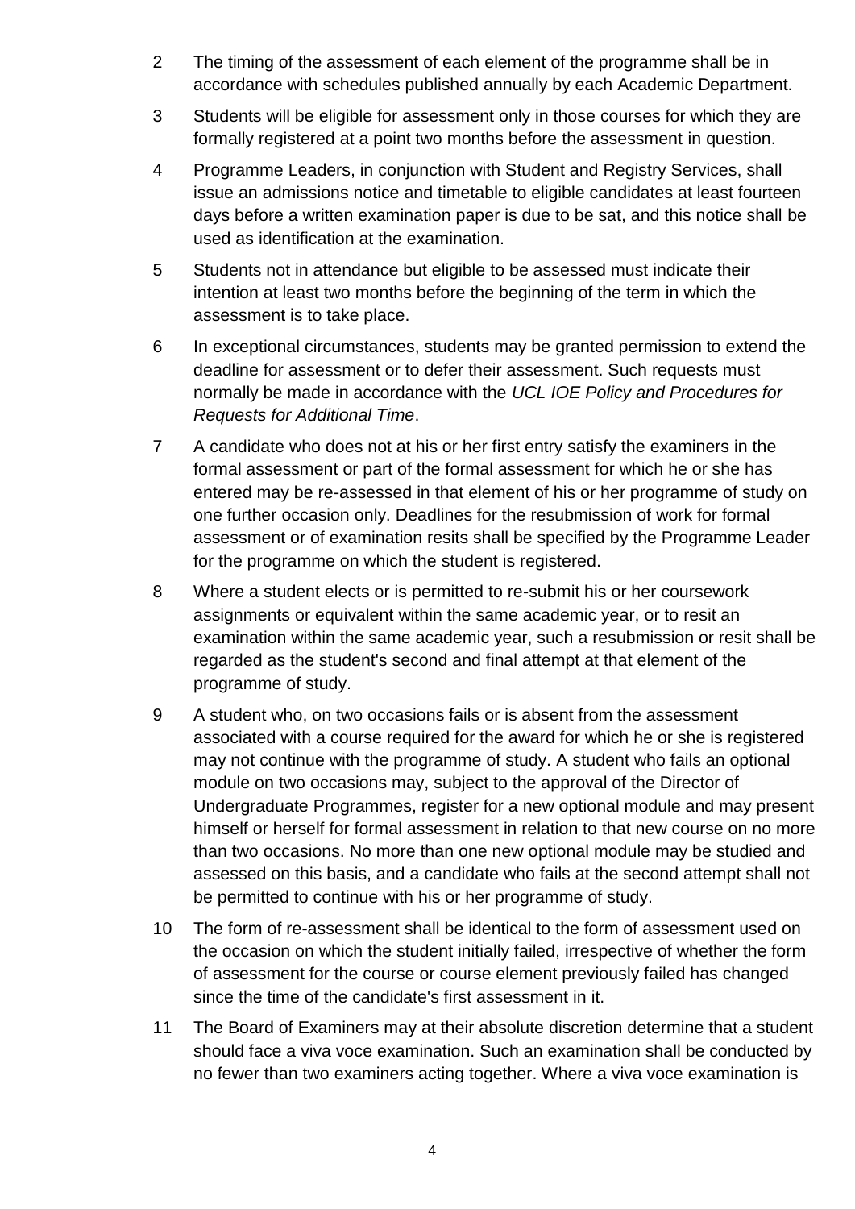2 The timing of the assessment of each element of the programme shall be in accordance with schedules published annually by each Academic Department.

3 Students will be eligible for assessment only in those courses for which they are formally registered at a point two months before the assessment in question.

4 Programme Leaders, in conjunction with Student and Registry Services, shall issue an admissions notice and timetable to eligible candidates at least fourteen days before a written examination paper is due to be sat, and this notice shall be used as identification at the examination.

5 Students not in attendance but eligible to be assessed must indicate their intention at least two months before the beginning of the term in which the assessment is to take place.

6 In exceptional circumstances, students may be granted permission to extend the deadline for assessment or to defer their assessment. Such requests must normally be made in accordance with the *UCL IOE Policy and Procedures for Requests for Additional Time*.

7 A candidate who does not at his or her first entry satisfy the examiners in the formal assessment or part of the formal assessment for which he or she has entered may be re-assessed in that element of his or her programme of study on one further occasion only. Deadlines for the resubmission of work for formal assessment or of examination resits shall be specified by the Programme Leader for the programme on which the student is registered.

8 Where a student elects or is permitted to re-submit his or her coursework assignments or equivalent within the same academic year, or to resit an examination within the same academic year, such a resubmission or resit shall be regarded as the student's second and final attempt at that element of the programme of study.

9 A student who, on two occasions fails or is absent from the assessment associated with a course required for the award for which he or she is registered may not continue with the programme of study. A student who fails an optional module on two occasions may, subject to the approval of the Director of Undergraduate Programmes, register for a new optional module and may present himself or herself for formal assessment in relation to that new course on no more than two occasions. No more than one new optional module may be studied and assessed on this basis, and a candidate who fails at the second attempt shall not be permitted to continue with his or her programme of study.

10 The form of re-assessment shall be identical to the form of assessment used on the occasion on which the student initially failed, irrespective of whether the form of assessment for the course or course element previously failed has changed since the time of the candidate's first assessment in it.

11 The Board of Examiners may at their absolute discretion determine that a student should face a viva voce examination. Such an examination shall be conducted by no fewer than two examiners acting together. Where a viva voce examination is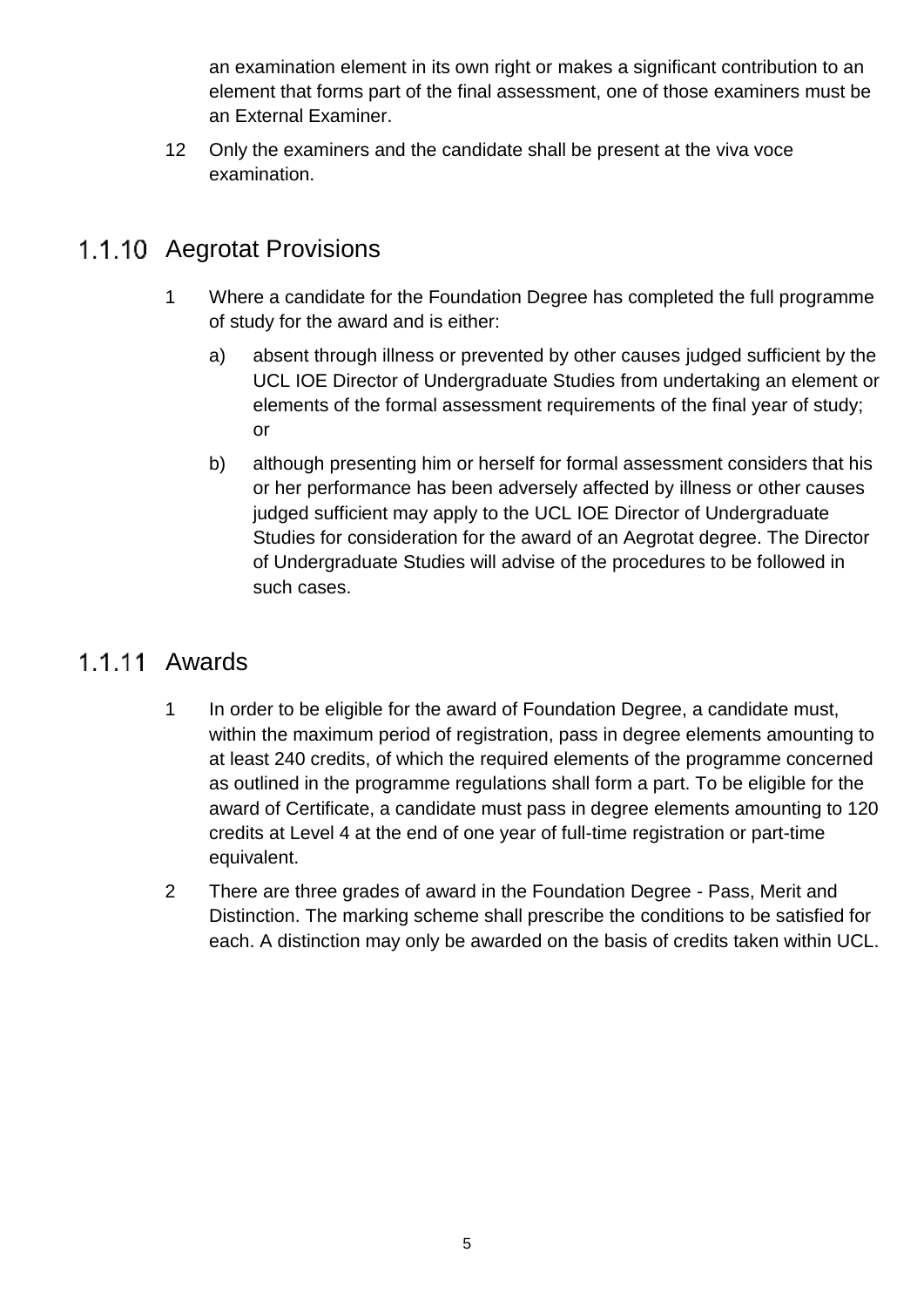an examination element in its own right or makes a significant contribution to an element that forms part of the final assessment, one of those examiners must be an External Examiner.

12 Only the examiners and the candidate shall be present at the viva voce examination.

### 1.1.10 Aegrotat Provisions

1 Where a candidate for the Foundation Degree has completed the full programme of study for the award and is either:

a) absent through illness or prevented by other causes judged sufficient by the UCL IOE Director of Undergraduate Studies from undertaking an element or elements of the formal assessment requirements of the final year of study; or

b) although presenting him or herself for formal assessment considers that his or her performance has been adversely affected by illness or other causes judged sufficient may apply to the UCL IOE Director of Undergraduate Studies for consideration for the award of an Aegrotat degree. The Director of Undergraduate Studies will advise of the procedures to be followed in such cases.

### 1.1.11 Awards

1 In order to be eligible for the award of Foundation Degree, a candidate must, within the maximum period of registration, pass in degree elements amounting to at least 240 credits, of which the required elements of the programme concerned as outlined in the programme regulations shall form a part. To be eligible for the award of Certificate, a candidate must pass in degree elements amounting to 120 credits at Level 4 at the end of one year of full-time registration or part-time equivalent.

2 There are three grades of award in the Foundation Degree - Pass, Merit and Distinction. The marking scheme shall prescribe the conditions to be satisfied for each. A distinction may only be awarded on the basis of credits taken within UCL.